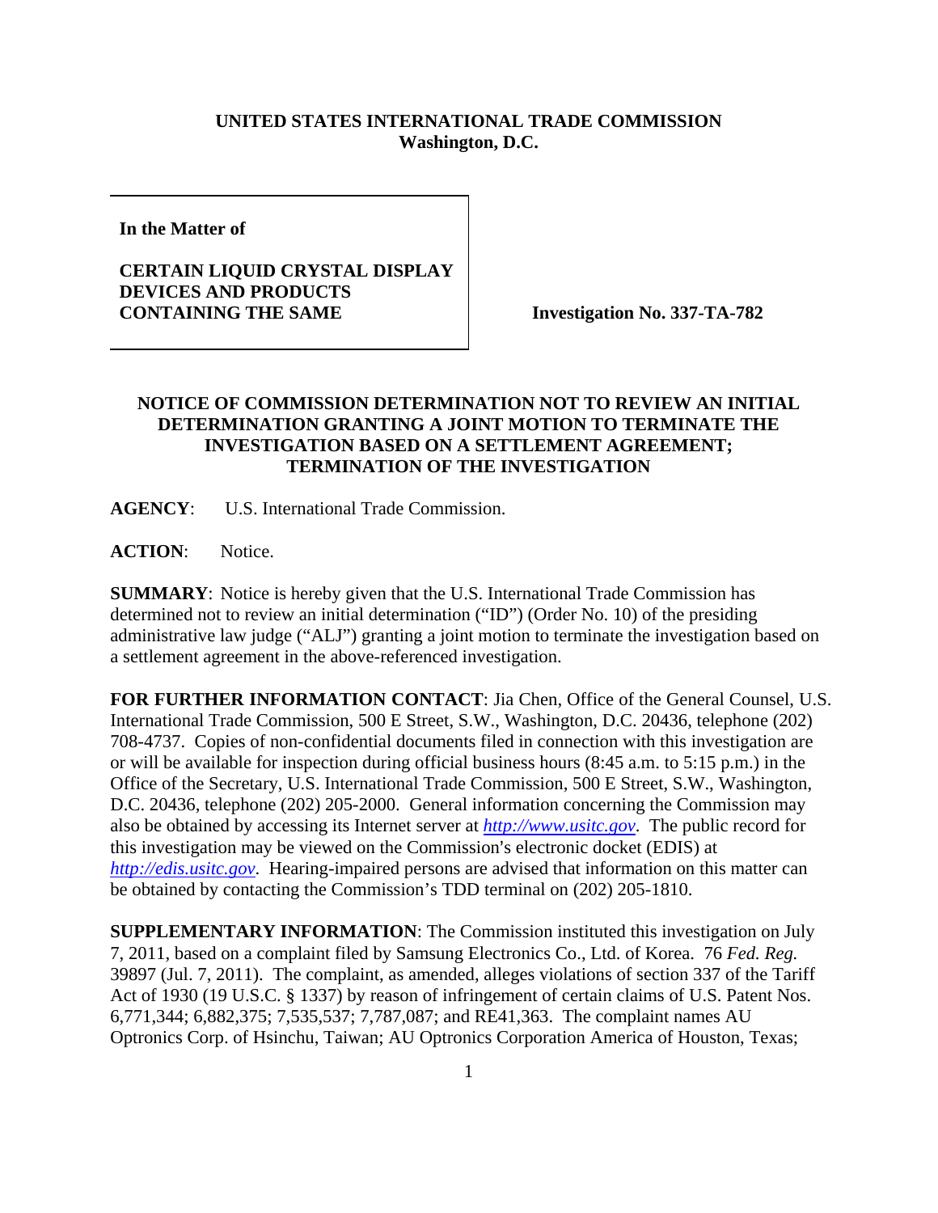**UNITED STATES INTERNATIONAL TRADE COMMISSION**
**Washington, D.C.**

| **In the Matter of**<br><br>**CERTAIN LIQUID CRYSTAL DISPLAY DEVICES AND PRODUCTS CONTAINING THE SAME** | **Investigation No. 337-TA-782** |
|---|---|

## NOTICE OF COMMISSION DETERMINATION NOT TO REVIEW AN INITIAL DETERMINATION GRANTING A JOINT MOTION TO TERMINATE THE INVESTIGATION BASED ON A SETTLEMENT AGREEMENT; TERMINATION OF THE INVESTIGATION

**AGENCY**: U.S. International Trade Commission.

**ACTION**: Notice.

**SUMMARY**: Notice is hereby given that the U.S. International Trade Commission has determined not to review an initial determination ("ID") (Order No. 10) of the presiding administrative law judge ("ALJ") granting a joint motion to terminate the investigation based on a settlement agreement in the above-referenced investigation.

**FOR FURTHER INFORMATION CONTACT**: Jia Chen, Office of the General Counsel, U.S. International Trade Commission, 500 E Street, S.W., Washington, D.C. 20436, telephone (202) 708-4737. Copies of non-confidential documents filed in connection with this investigation are or will be available for inspection during official business hours (8:45 a.m. to 5:15 p.m.) in the Office of the Secretary, U.S. International Trade Commission, 500 E Street, S.W., Washington, D.C. 20436, telephone (202) 205-2000. General information concerning the Commission may also be obtained by accessing its Internet server at *http://www.usitc.gov*. The public record for this investigation may be viewed on the Commission's electronic docket (EDIS) at *http://edis.usitc.gov*. Hearing-impaired persons are advised that information on this matter can be obtained by contacting the Commission's TDD terminal on (202) 205-1810.

**SUPPLEMENTARY INFORMATION**: The Commission instituted this investigation on July 7, 2011, based on a complaint filed by Samsung Electronics Co., Ltd. of Korea. 76 *Fed. Reg.* 39897 (Jul. 7, 2011). The complaint, as amended, alleges violations of section 337 of the Tariff Act of 1930 (19 U.S.C. § 1337) by reason of infringement of certain claims of U.S. Patent Nos. 6,771,344; 6,882,375; 7,535,537; 7,787,087; and RE41,363. The complaint names AU Optronics Corp. of Hsinchu, Taiwan; AU Optronics Corporation America of Houston, Texas;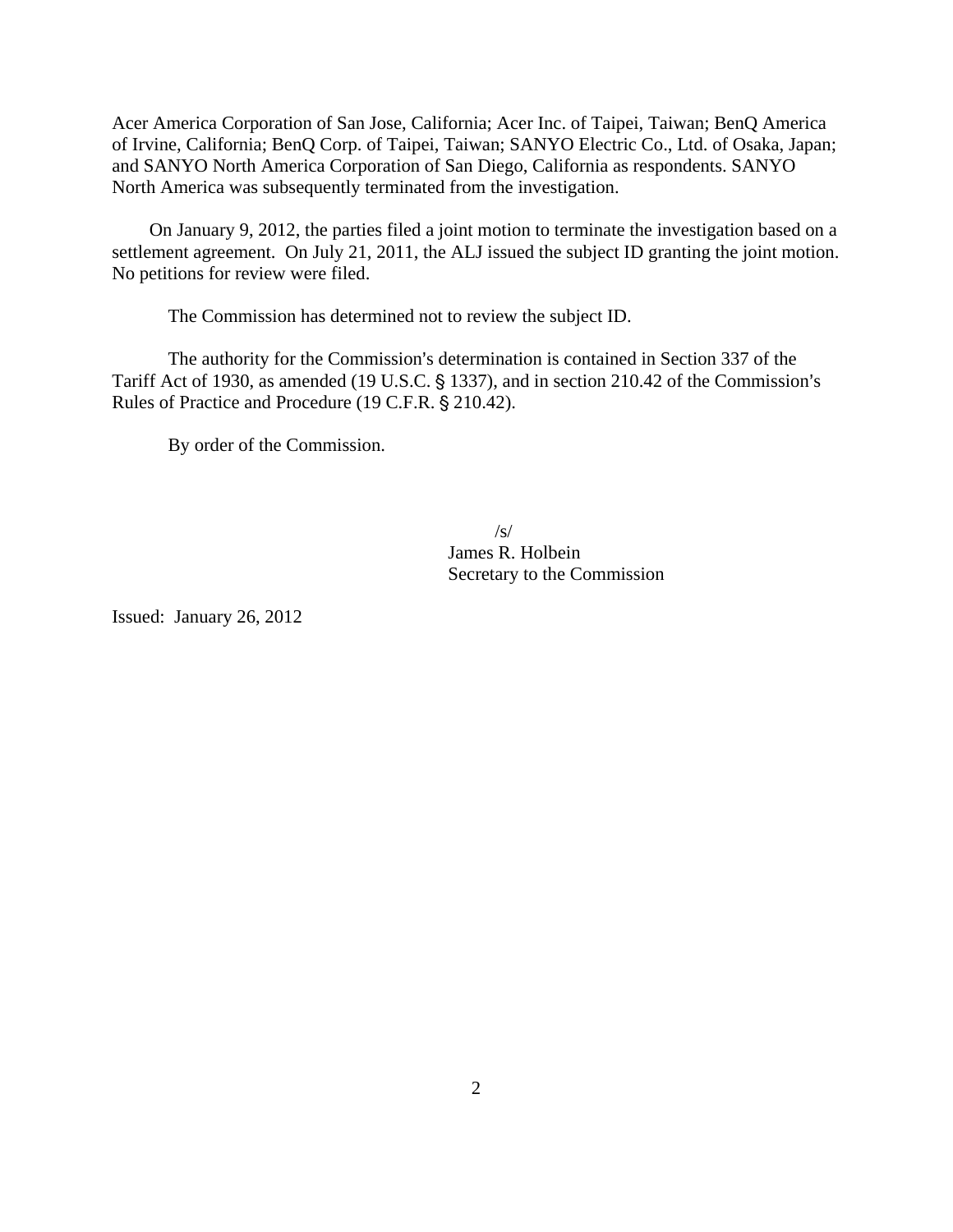Acer America Corporation of San Jose, California; Acer Inc. of Taipei, Taiwan; BenQ America of Irvine, California; BenQ Corp. of Taipei, Taiwan; SANYO Electric Co., Ltd. of Osaka, Japan; and SANYO North America Corporation of San Diego, California as respondents. SANYO North America was subsequently terminated from the investigation.

On January 9, 2012, the parties filed a joint motion to terminate the investigation based on a settlement agreement. On July 21, 2011, the ALJ issued the subject ID granting the joint motion. No petitions for review were filed.

The Commission has determined not to review the subject ID.

The authority for the Commission's determination is contained in Section 337 of the Tariff Act of 1930, as amended (19 U.S.C. § 1337), and in section 210.42 of the Commission's Rules of Practice and Procedure (19 C.F.R. § 210.42).

By order of the Commission.

/s/
James R. Holbein
Secretary to the Commission

Issued: January 26, 2012